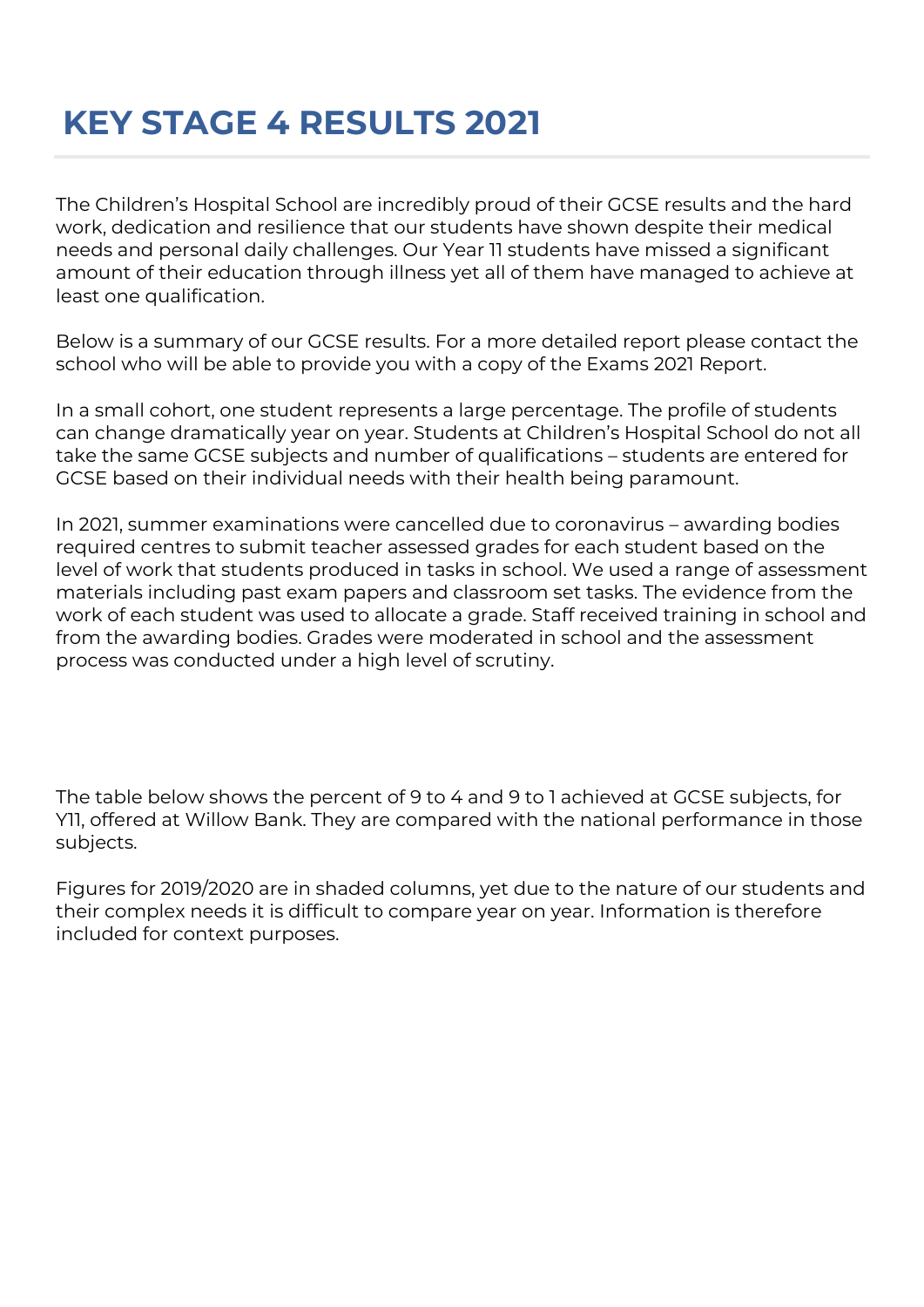# KEY STAGE 4 RESULTS 2021

The Children's Hospital School are incredibly proud of their GCSE results and the hard work, dedication and resilience that our students have shown despite their medical needs and personal daily challenges. Our Year 11 students have missed a significant amount of their education through illness yet all of them have managed to achieve at least one qualification.

Below is a summary of our GCSE results. For a more detailed report please contact the school who will be able to provide you with a copy of the Exams 2021 Report.

In a small cohort, one student represents a large percentage. The profile of students can change dramatically year on year. Students at Children's Hospital School do not all take the same GCSE subjects and number of qualifications – students are entered for GCSE based on their individual needs with their health being paramount.

In 2021, summer examinations were cancelled due to coronavirus – awarding bodies required centres to submit teacher assessed grades for each student based on the level of work that students produced in tasks in school. We used a range of assessment materials including past exam papers and classroom set tasks. The evidence from the work of each student was used to allocate a grade. Staff received training in school and from the awarding bodies. Grades were moderated in school and the assessment process was conducted under a high level of scrutiny.

The table below shows the percent of 9 to 4 and 9 to 1 achieved at GCSE subjects, for Y11, offered at Willow Bank. They are compared with the national performance in those subjects.

Figures for 2019/2020 are in shaded columns, yet due to the nature of our students and their complex needs it is difficult to compare year on year. Information is therefore included for context purposes.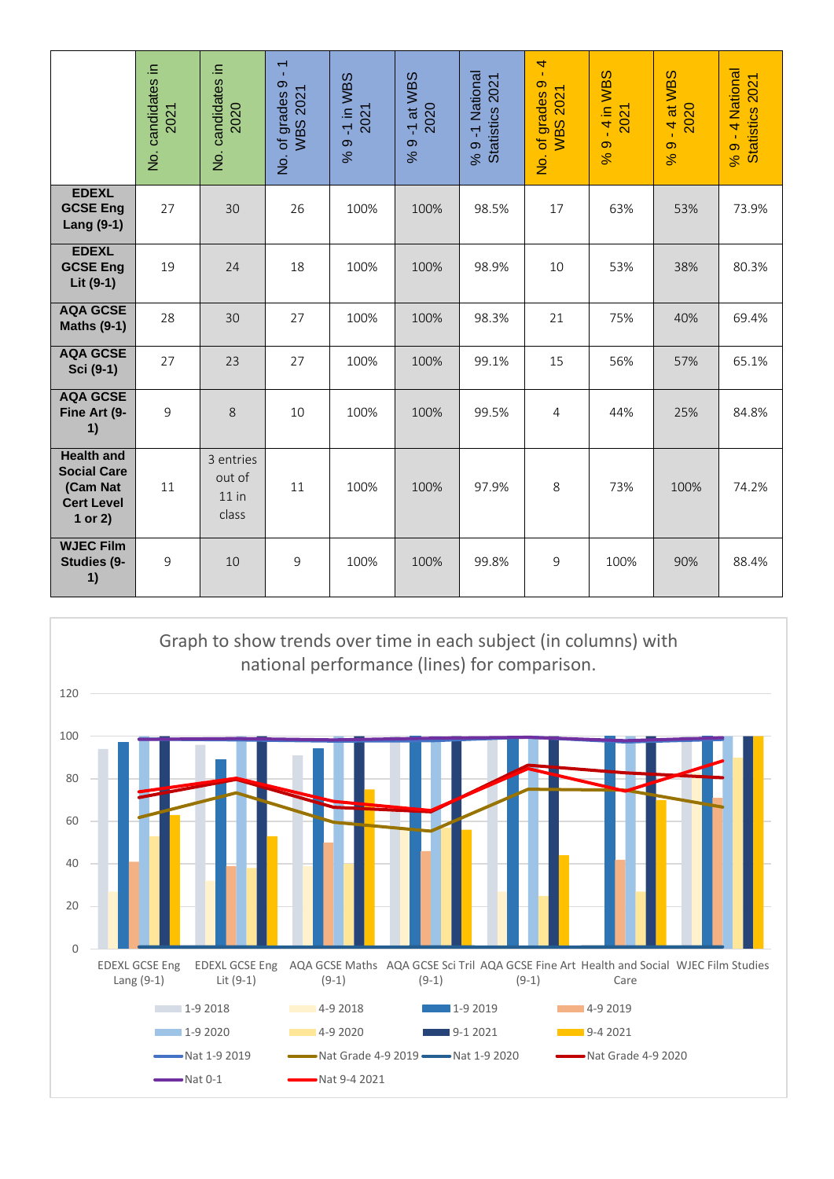| | No. candidates in 2021 | No. candidates in 2020 | No. of grades 9 - 1 WBS 2021 | % 9 -1 in WBS 2021 | % 9 -1 at WBS 2020 | % 9 -1 National Statistics 2021 | No. of grades 9 - 4 WBS 2021 | % 9 - 4 in WBS 2021 | % 9 - 4 at WBS 2020 | % 9 - 4 National Statistics 2021 |
|---|---|---|---|---|---|---|---|---|---|---|
| **EDEXL GCSE Eng Lang (9-1)** | 27 | 30 | 26 | 100% | 100% | 98.5% | 17 | 63% | 53% | 73.9% |
| **EDEXL GCSE Eng Lit (9-1)** | 19 | 24 | 18 | 100% | 100% | 98.9% | 10 | 53% | 38% | 80.3% |
| **AQA GCSE Maths (9-1)** | 28 | 30 | 27 | 100% | 100% | 98.3% | 21 | 75% | 40% | 69.4% |
| **AQA GCSE Sci (9-1)** | 27 | 23 | 27 | 100% | 100% | 99.1% | 15 | 56% | 57% | 65.1% |
| **AQA GCSE Fine Art (9-1)** | 9 | 8 | 10 | 100% | 100% | 99.5% | 4 | 44% | 25% | 84.8% |
| **Health and Social Care (Cam Nat Cert Level 1 or 2)** | 11 | 3 entries out of 11 in class | 11 | 100% | 100% | 97.9% | 8 | 73% | 100% | 74.2% |
| **WJEC Film Studies (9-1)** | 9 | 10 | 9 | 100% | 100% | 99.8% | 9 | 100% | 90% | 88.4% |

Graph to show trends over time in each subject (in columns) with national performance (lines) for comparison.

Legend: 1-9 2018, 4-9 2018, 1-9 2019, 4-9 2019, 1-9 2020, 4-9 2020, 9-1 2021, 9-4 2021, Nat 1-9 2019, Nat Grade 4-9 2019, Nat 1-9 2020, Nat Grade 4-9 2020, Nat 0-1, Nat 9-4 2021

Subjects: EDEXL GCSE Eng Lang (9-1), EDEXL GCSE Eng Lit (9-1), AQA GCSE Maths (9-1), AQA GCSE Sci Tril (9-1), AQA GCSE Fine Art (9-1), Health and Social Care, WJEC Film Studies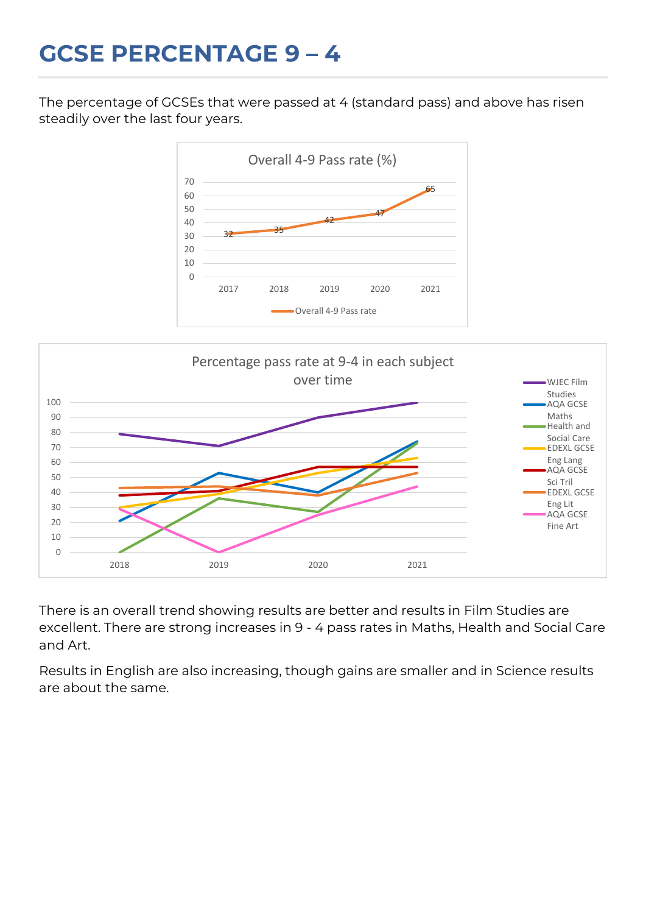# GCSE PERCENTAGE 9 – 4

The percentage of GCSEs that were passed at 4 (standard pass) and above has risen steadily over the last four years.

There is an overall trend showing results are better and results in Film Studies are excellent. There are strong increases in 9 - 4 pass rates in Maths, Health and Social Care and Art.

Results in English are also increasing, though gains are smaller and in Science results are about the same.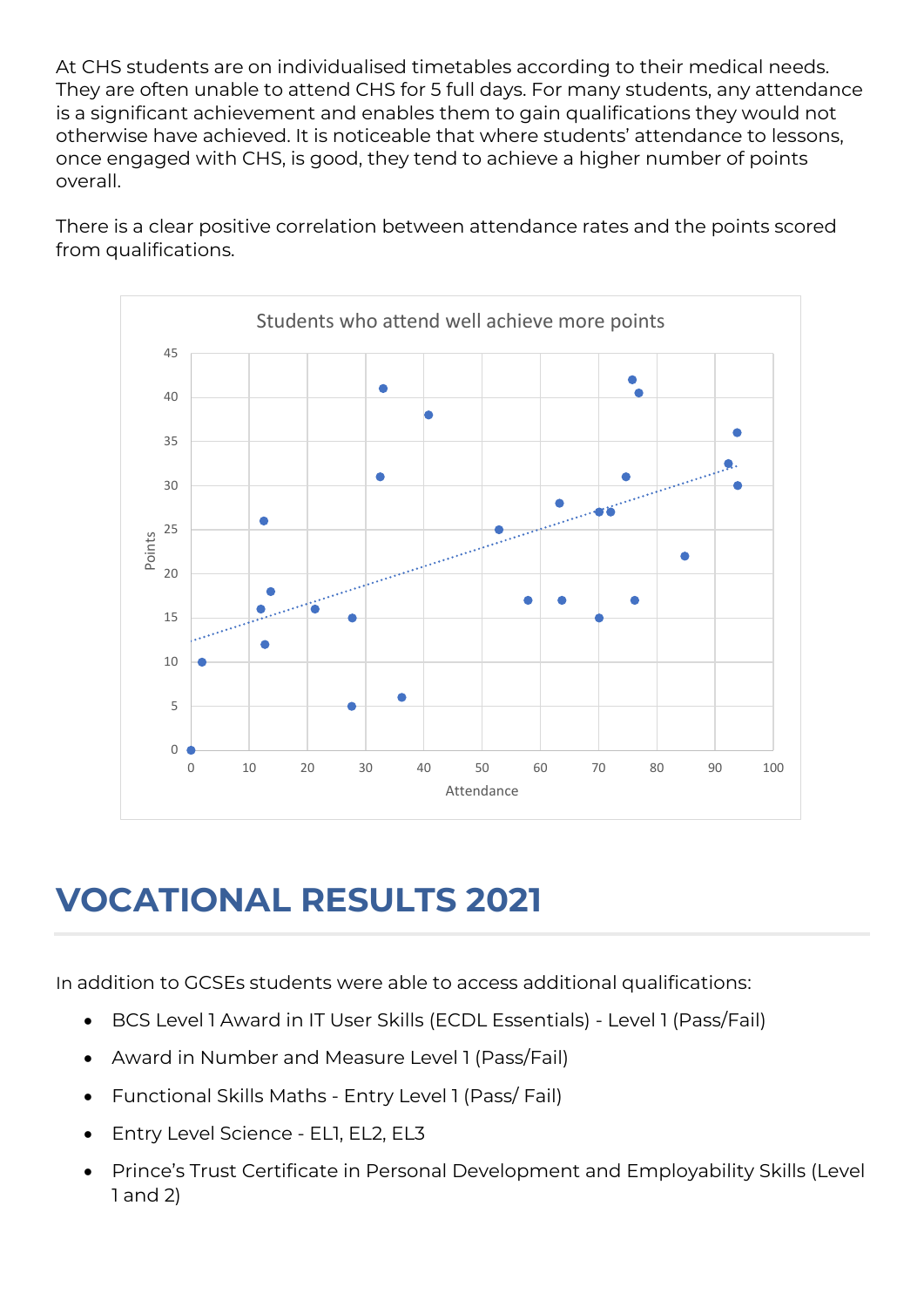At CHS students are on individualised timetables according to their medical needs. They are often unable to attend CHS for 5 full days. For many students, any attendance is a significant achievement and enables them to gain qualifications they would not otherwise have achieved. It is noticeable that where students' attendance to lessons, once engaged with CHS, is good, they tend to achieve a higher number of points overall.

There is a clear positive correlation between attendance rates and the points scored from qualifications.

Students who attend well achieve more points

## VOCATIONAL RESULTS 2021

In addition to GCSEs students were able to access additional qualifications:

- BCS Level 1 Award in IT User Skills (ECDL Essentials) - Level 1 (Pass/Fail)
- Award in Number and Measure Level 1 (Pass/Fail)
- Functional Skills Maths - Entry Level 1 (Pass/ Fail)
- Entry Level Science - EL1, EL2, EL3
- Prince's Trust Certificate in Personal Development and Employability Skills (Level 1 and 2)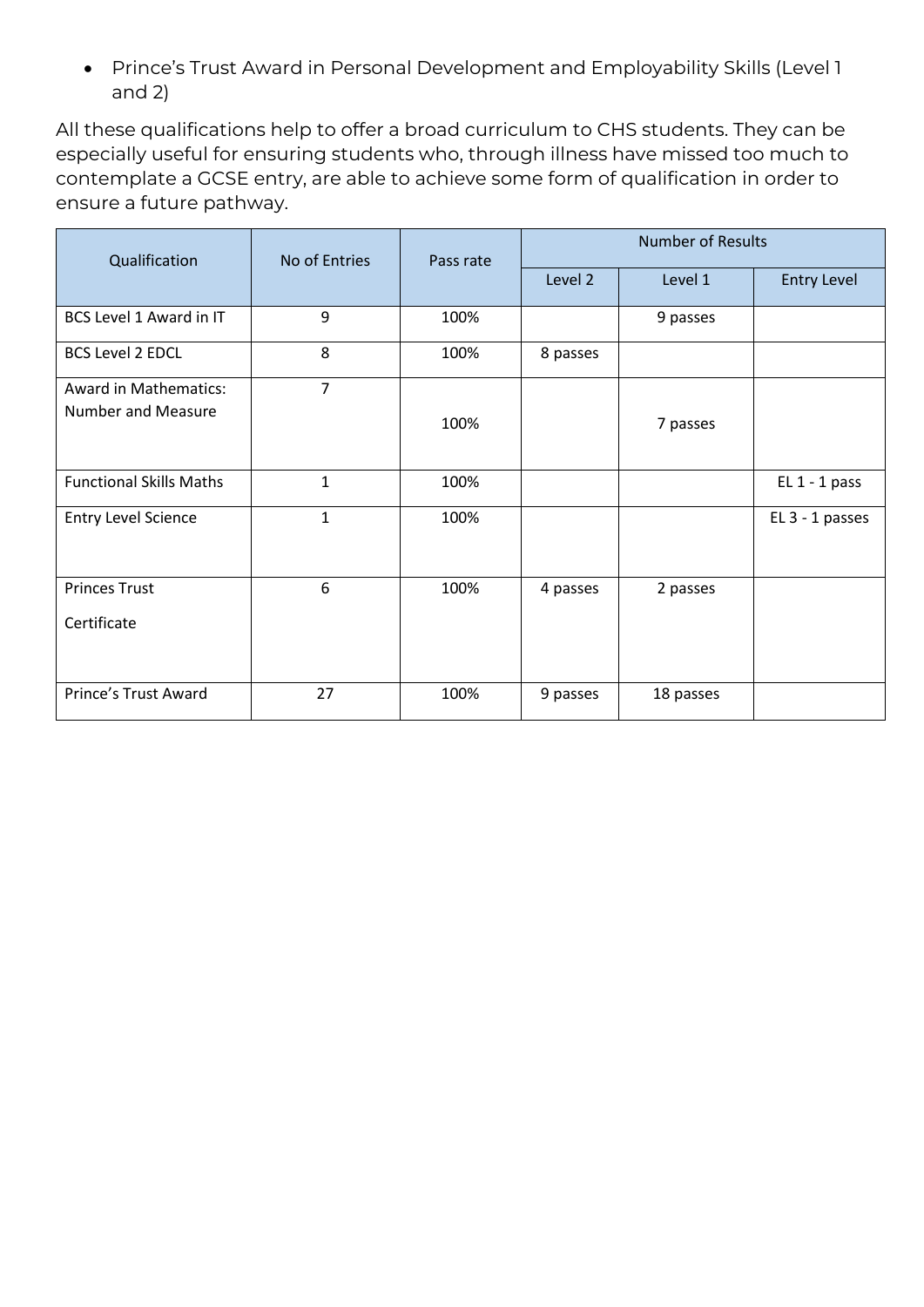- Prince's Trust Award in Personal Development and Employability Skills (Level 1 and 2)

All these qualifications help to offer a broad curriculum to CHS students. They can be especially useful for ensuring students who, through illness have missed too much to contemplate a GCSE entry, are able to achieve some form of qualification in order to ensure a future pathway.

| Qualification | No of Entries | Pass rate | Number of Results | | |
|---|---|---|---|---|---|
| | | | Level 2 | Level 1 | Entry Level |
| BCS Level 1 Award in IT | 9 | 100% | | 9 passes | |
| BCS Level 2 EDCL | 8 | 100% | 8 passes | | |
| Award in Mathematics: Number and Measure | 7 | 100% | | 7 passes | |
| Functional Skills Maths | 1 | 100% | | | EL 1 - 1 pass |
| Entry Level Science | 1 | 100% | | | EL 3 - 1 passes |
| Princes Trust Certificate | 6 | 100% | 4 passes | 2 passes | |
| Prince's Trust Award | 27 | 100% | 9 passes | 18 passes | |